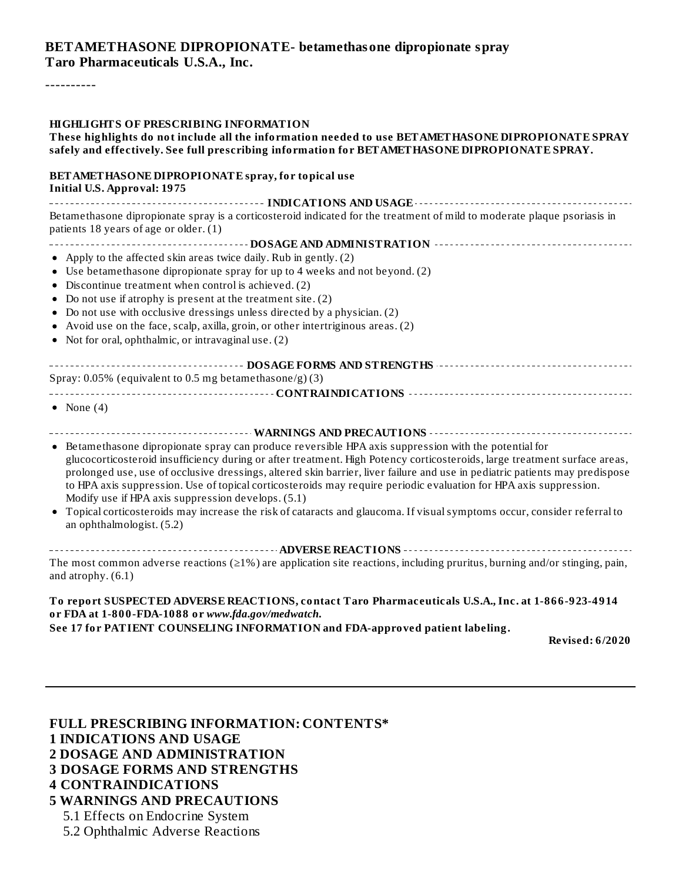**BETAMETHASONE DIPROPIONATE- betamethasone dipropionate spray**
**Taro Pharmaceuticals U.S.A., Inc.**

----------

**HIGHLIGHTS OF PRESCRIBING INFORMATION**
**These highlights do not include all the information needed to use BETAMETHASONE DIPROPIONATE SPRAY safely and effectively. See full prescribing information for BETAMETHASONE DIPROPIONATE SPRAY.**

**BETAMETHASONE DIPROPIONATE spray, for topical use**
**Initial U.S. Approval: 1975**

**INDICATIONS AND USAGE**

Betamethasone dipropionate spray is a corticosteroid indicated for the treatment of mild to moderate plaque psoriasis in patients 18 years of age or older. (1)

**DOSAGE AND ADMINISTRATION**

- Apply to the affected skin areas twice daily. Rub in gently. (2)
- Use betamethasone dipropionate spray for up to 4 weeks and not beyond. (2)
- Discontinue treatment when control is achieved. (2)
- Do not use if atrophy is present at the treatment site. (2)
- Do not use with occlusive dressings unless directed by a physician. (2)
- Avoid use on the face, scalp, axilla, groin, or other intertriginous areas. (2)
- Not for oral, ophthalmic, or intravaginal use. (2)

**DOSAGE FORMS AND STRENGTHS**

Spray: 0.05% (equivalent to 0.5 mg betamethasone/g) (3)

**CONTRAINDICATIONS**

- None (4)

**WARNINGS AND PRECAUTIONS**

- Betamethasone dipropionate spray can produce reversible HPA axis suppression with the potential for glucocorticosteroid insufficiency during or after treatment. High Potency corticosteroids, large treatment surface areas, prolonged use, use of occlusive dressings, altered skin barrier, liver failure and use in pediatric patients may predispose to HPA axis suppression. Use of topical corticosteroids may require periodic evaluation for HPA axis suppression. Modify use if HPA axis suppression develops. (5.1)
- Topical corticosteroids may increase the risk of cataracts and glaucoma. If visual symptoms occur, consider referral to an ophthalmologist. (5.2)

**ADVERSE REACTIONS**

The most common adverse reactions (≥1%) are application site reactions, including pruritus, burning and/or stinging, pain, and atrophy. (6.1)

**To report SUSPECTED ADVERSE REACTIONS, contact Taro Pharmaceuticals U.S.A., Inc. at 1-866-923-4914 or FDA at 1-800-FDA-1088 or *www.fda.gov/medwatch*.**

**See 17 for PATIENT COUNSELING INFORMATION and FDA-approved patient labeling.**

**Revised: 6/2020**

---

**FULL PRESCRIBING INFORMATION: CONTENTS***

**1 INDICATIONS AND USAGE**

**2 DOSAGE AND ADMINISTRATION**

**3 DOSAGE FORMS AND STRENGTHS**

**4 CONTRAINDICATIONS**

**5 WARNINGS AND PRECAUTIONS**

5.1 Effects on Endocrine System

5.2 Ophthalmic Adverse Reactions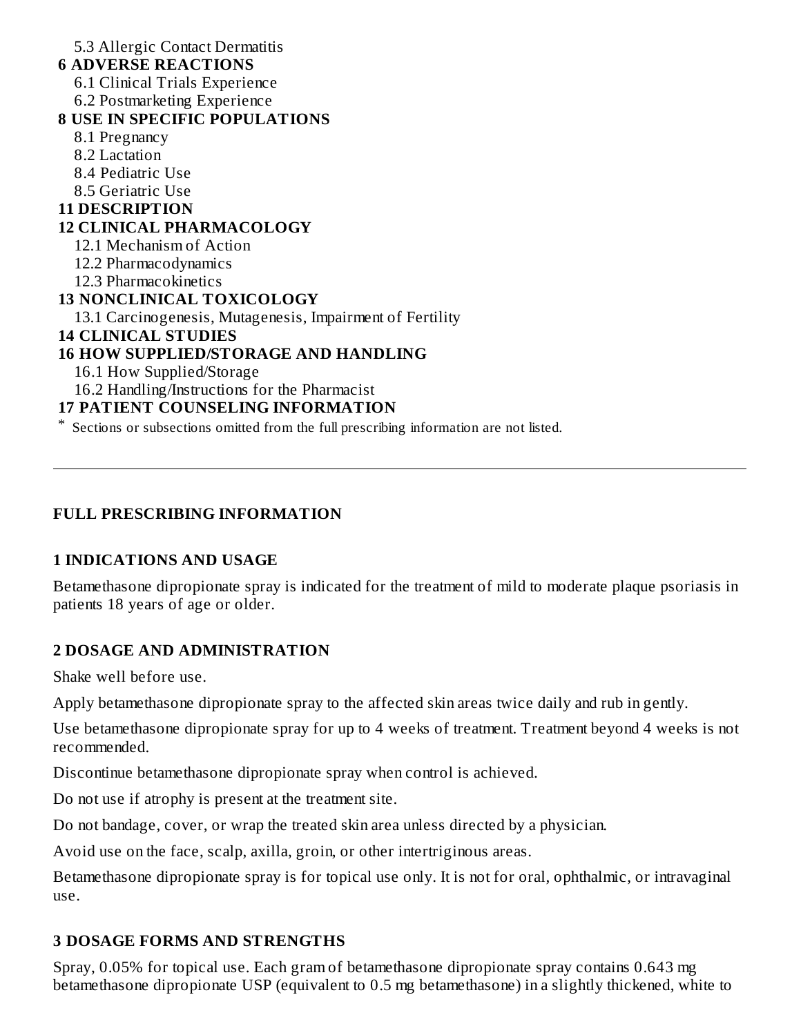5.3 Allergic Contact Dermatitis

**6 ADVERSE REACTIONS**

6.1 Clinical Trials Experience

6.2 Postmarketing Experience

**8 USE IN SPECIFIC POPULATIONS**

8.1 Pregnancy

8.2 Lactation

8.4 Pediatric Use

8.5 Geriatric Use

**11 DESCRIPTION**

**12 CLINICAL PHARMACOLOGY**

12.1 Mechanism of Action

12.2 Pharmacodynamics

12.3 Pharmacokinetics

**13 NONCLINICAL TOXICOLOGY**

13.1 Carcinogenesis, Mutagenesis, Impairment of Fertility

**14 CLINICAL STUDIES**

**16 HOW SUPPLIED/STORAGE AND HANDLING**

16.1 How Supplied/Storage

16.2 Handling/Instructions for the Pharmacist

**17 PATIENT COUNSELING INFORMATION**

* Sections or subsections omitted from the full prescribing information are not listed.

---

## FULL PRESCRIBING INFORMATION

### 1 INDICATIONS AND USAGE

Betamethasone dipropionate spray is indicated for the treatment of mild to moderate plaque psoriasis in patients 18 years of age or older.

### 2 DOSAGE AND ADMINISTRATION

Shake well before use.

Apply betamethasone dipropionate spray to the affected skin areas twice daily and rub in gently.

Use betamethasone dipropionate spray for up to 4 weeks of treatment. Treatment beyond 4 weeks is not recommended.

Discontinue betamethasone dipropionate spray when control is achieved.

Do not use if atrophy is present at the treatment site.

Do not bandage, cover, or wrap the treated skin area unless directed by a physician.

Avoid use on the face, scalp, axilla, groin, or other intertriginous areas.

Betamethasone dipropionate spray is for topical use only. It is not for oral, ophthalmic, or intravaginal use.

### 3 DOSAGE FORMS AND STRENGTHS

Spray, 0.05% for topical use. Each gram of betamethasone dipropionate spray contains 0.643 mg betamethasone dipropionate USP (equivalent to 0.5 mg betamethasone) in a slightly thickened, white to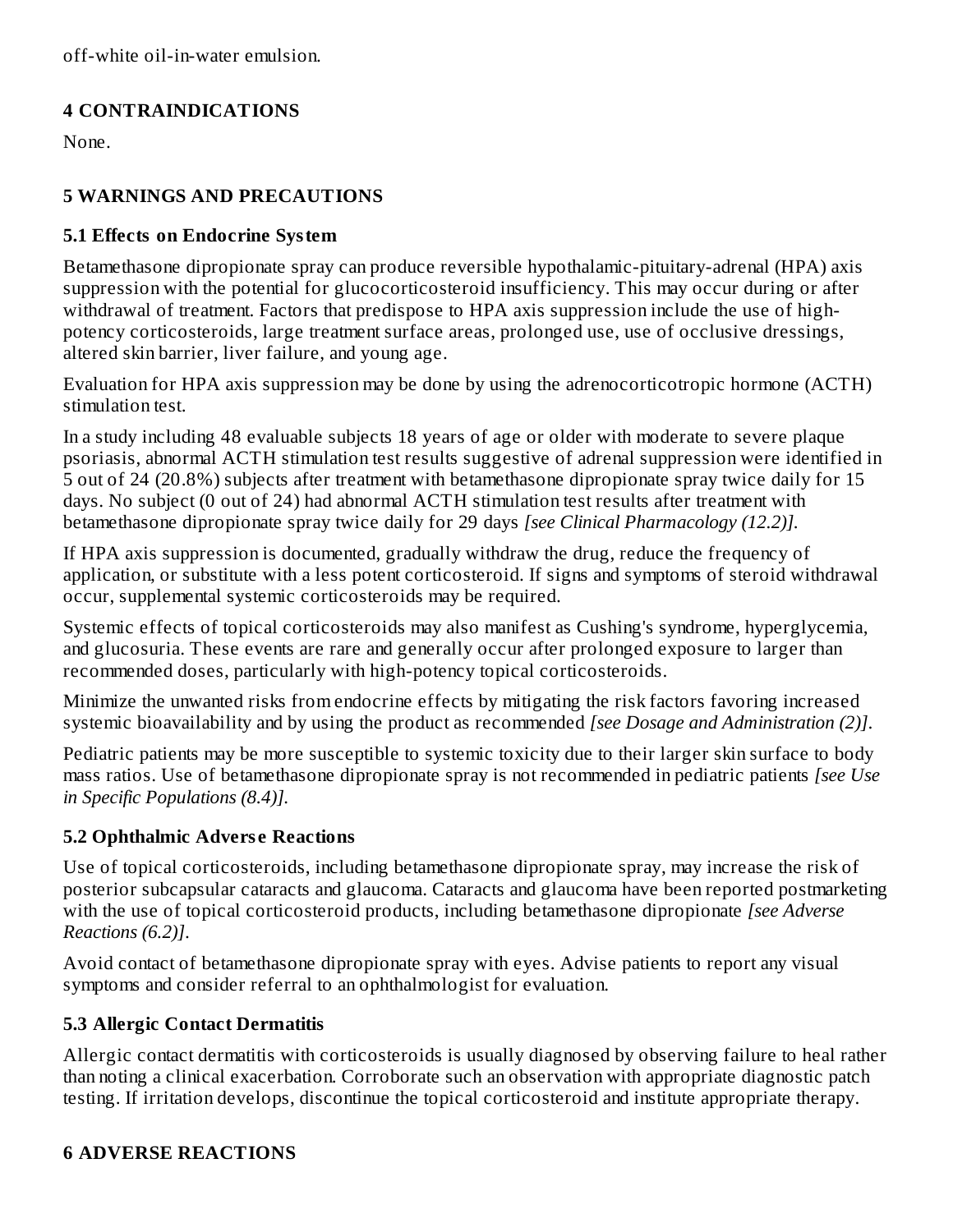off-white oil-in-water emulsion.

## 4 CONTRAINDICATIONS

None.

## 5 WARNINGS AND PRECAUTIONS

### 5.1 Effects on Endocrine System

Betamethasone dipropionate spray can produce reversible hypothalamic-pituitary-adrenal (HPA) axis suppression with the potential for glucocorticosteroid insufficiency. This may occur during or after withdrawal of treatment. Factors that predispose to HPA axis suppression include the use of high-potency corticosteroids, large treatment surface areas, prolonged use, use of occlusive dressings, altered skin barrier, liver failure, and young age.

Evaluation for HPA axis suppression may be done by using the adrenocorticotropic hormone (ACTH) stimulation test.

In a study including 48 evaluable subjects 18 years of age or older with moderate to severe plaque psoriasis, abnormal ACTH stimulation test results suggestive of adrenal suppression were identified in 5 out of 24 (20.8%) subjects after treatment with betamethasone dipropionate spray twice daily for 15 days. No subject (0 out of 24) had abnormal ACTH stimulation test results after treatment with betamethasone dipropionate spray twice daily for 29 days *[see Clinical Pharmacology (12.2)]*.

If HPA axis suppression is documented, gradually withdraw the drug, reduce the frequency of application, or substitute with a less potent corticosteroid. If signs and symptoms of steroid withdrawal occur, supplemental systemic corticosteroids may be required.

Systemic effects of topical corticosteroids may also manifest as Cushing's syndrome, hyperglycemia, and glucosuria. These events are rare and generally occur after prolonged exposure to larger than recommended doses, particularly with high-potency topical corticosteroids.

Minimize the unwanted risks from endocrine effects by mitigating the risk factors favoring increased systemic bioavailability and by using the product as recommended *[see Dosage and Administration (2)]*.

Pediatric patients may be more susceptible to systemic toxicity due to their larger skin surface to body mass ratios. Use of betamethasone dipropionate spray is not recommended in pediatric patients *[see Use in Specific Populations (8.4)]*.

### 5.2 Ophthalmic Adverse Reactions

Use of topical corticosteroids, including betamethasone dipropionate spray, may increase the risk of posterior subcapsular cataracts and glaucoma. Cataracts and glaucoma have been reported postmarketing with the use of topical corticosteroid products, including betamethasone dipropionate *[see Adverse Reactions (6.2)]*.

Avoid contact of betamethasone dipropionate spray with eyes. Advise patients to report any visual symptoms and consider referral to an ophthalmologist for evaluation.

### 5.3 Allergic Contact Dermatitis

Allergic contact dermatitis with corticosteroids is usually diagnosed by observing failure to heal rather than noting a clinical exacerbation. Corroborate such an observation with appropriate diagnostic patch testing. If irritation develops, discontinue the topical corticosteroid and institute appropriate therapy.

## 6 ADVERSE REACTIONS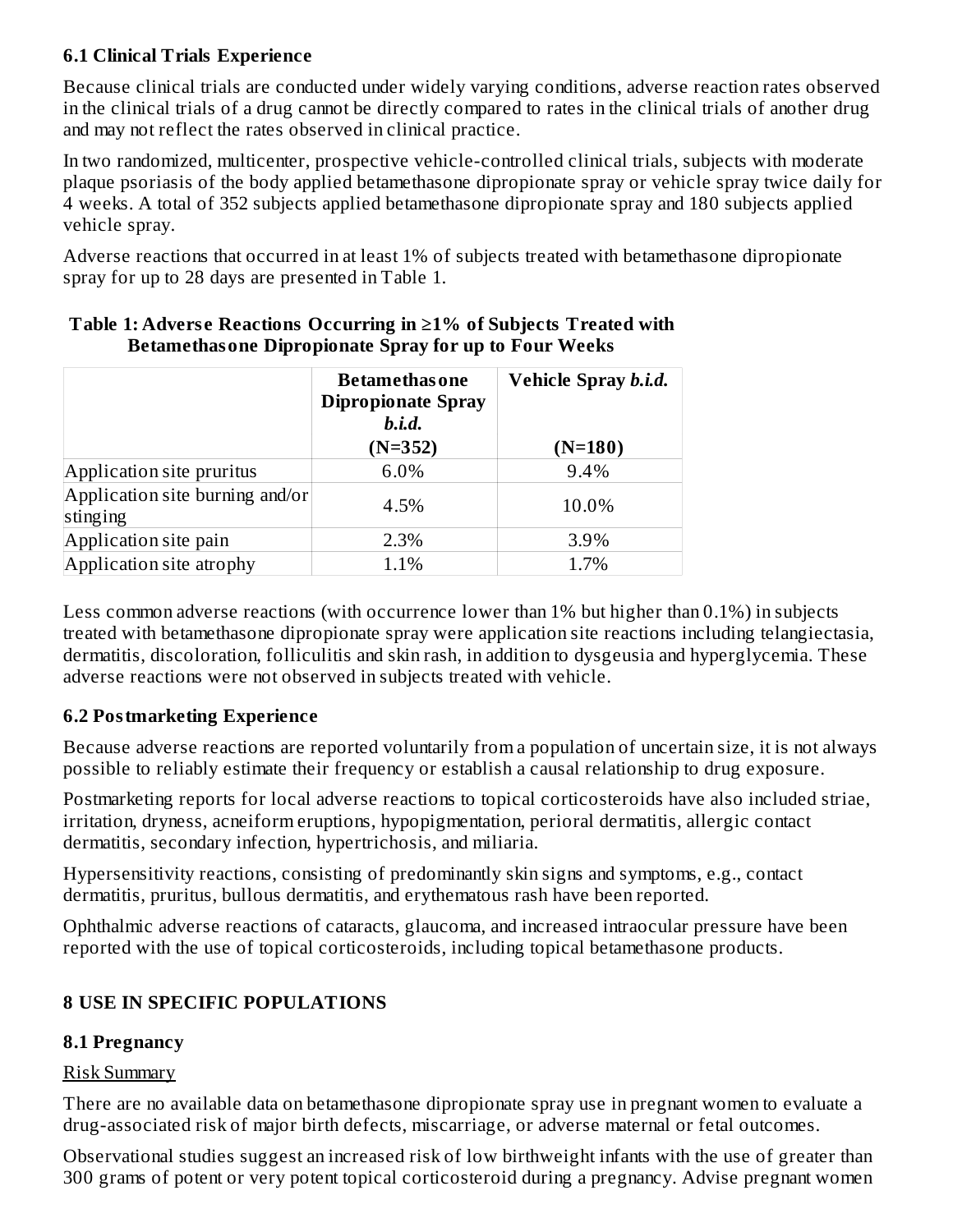### 6.1 Clinical Trials Experience

Because clinical trials are conducted under widely varying conditions, adverse reaction rates observed in the clinical trials of a drug cannot be directly compared to rates in the clinical trials of another drug and may not reflect the rates observed in clinical practice.

In two randomized, multicenter, prospective vehicle-controlled clinical trials, subjects with moderate plaque psoriasis of the body applied betamethasone dipropionate spray or vehicle spray twice daily for 4 weeks. A total of 352 subjects applied betamethasone dipropionate spray and 180 subjects applied vehicle spray.

Adverse reactions that occurred in at least 1% of subjects treated with betamethasone dipropionate spray for up to 28 days are presented in Table 1.

**Table 1: Adverse Reactions Occurring in ≥1% of Subjects Treated with Betamethasone Dipropionate Spray for up to Four Weeks**

| | **Betamethasone Dipropionate Spray *b.i.d.* (N=352)** | **Vehicle Spray *b.i.d.* (N=180)** |
|---|---|---|
| Application site pruritus | 6.0% | 9.4% |
| Application site burning and/or stinging | 4.5% | 10.0% |
| Application site pain | 2.3% | 3.9% |
| Application site atrophy | 1.1% | 1.7% |

Less common adverse reactions (with occurrence lower than 1% but higher than 0.1%) in subjects treated with betamethasone dipropionate spray were application site reactions including telangiectasia, dermatitis, discoloration, folliculitis and skin rash, in addition to dysgeusia and hyperglycemia. These adverse reactions were not observed in subjects treated with vehicle.

### 6.2 Postmarketing Experience

Because adverse reactions are reported voluntarily from a population of uncertain size, it is not always possible to reliably estimate their frequency or establish a causal relationship to drug exposure.

Postmarketing reports for local adverse reactions to topical corticosteroids have also included striae, irritation, dryness, acneiform eruptions, hypopigmentation, perioral dermatitis, allergic contact dermatitis, secondary infection, hypertrichosis, and miliaria.

Hypersensitivity reactions, consisting of predominantly skin signs and symptoms, e.g., contact dermatitis, pruritus, bullous dermatitis, and erythematous rash have been reported.

Ophthalmic adverse reactions of cataracts, glaucoma, and increased intraocular pressure have been reported with the use of topical corticosteroids, including topical betamethasone products.

## 8 USE IN SPECIFIC POPULATIONS

### 8.1 Pregnancy

Risk Summary

There are no available data on betamethasone dipropionate spray use in pregnant women to evaluate a drug-associated risk of major birth defects, miscarriage, or adverse maternal or fetal outcomes.

Observational studies suggest an increased risk of low birthweight infants with the use of greater than 300 grams of potent or very potent topical corticosteroid during a pregnancy. Advise pregnant women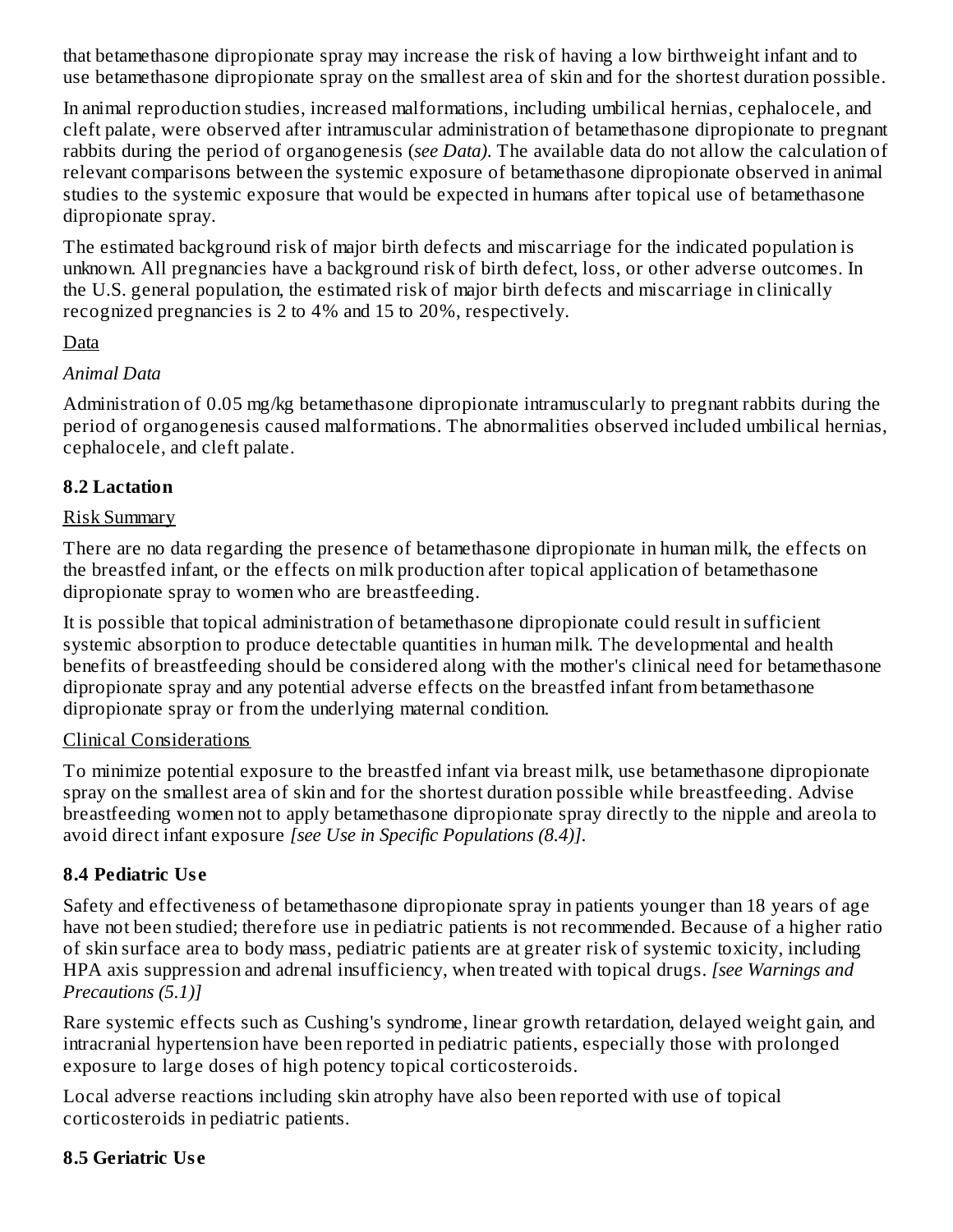that betamethasone dipropionate spray may increase the risk of having a low birthweight infant and to use betamethasone dipropionate spray on the smallest area of skin and for the shortest duration possible.

In animal reproduction studies, increased malformations, including umbilical hernias, cephalocele, and cleft palate, were observed after intramuscular administration of betamethasone dipropionate to pregnant rabbits during the period of organogenesis (*see Data)*. The available data do not allow the calculation of relevant comparisons between the systemic exposure of betamethasone dipropionate observed in animal studies to the systemic exposure that would be expected in humans after topical use of betamethasone dipropionate spray.

The estimated background risk of major birth defects and miscarriage for the indicated population is unknown. All pregnancies have a background risk of birth defect, loss, or other adverse outcomes. In the U.S. general population, the estimated risk of major birth defects and miscarriage in clinically recognized pregnancies is 2 to 4% and 15 to 20%, respectively.

<u>Data</u>

*Animal Data*

Administration of 0.05 mg/kg betamethasone dipropionate intramuscularly to pregnant rabbits during the period of organogenesis caused malformations. The abnormalities observed included umbilical hernias, cephalocele, and cleft palate.

### 8.2 Lactation

<u>Risk Summary</u>

There are no data regarding the presence of betamethasone dipropionate in human milk, the effects on the breastfed infant, or the effects on milk production after topical application of betamethasone dipropionate spray to women who are breastfeeding.

It is possible that topical administration of betamethasone dipropionate could result in sufficient systemic absorption to produce detectable quantities in human milk. The developmental and health benefits of breastfeeding should be considered along with the mother's clinical need for betamethasone dipropionate spray and any potential adverse effects on the breastfed infant from betamethasone dipropionate spray or from the underlying maternal condition.

<u>Clinical Considerations</u>

To minimize potential exposure to the breastfed infant via breast milk, use betamethasone dipropionate spray on the smallest area of skin and for the shortest duration possible while breastfeeding. Advise breastfeeding women not to apply betamethasone dipropionate spray directly to the nipple and areola to avoid direct infant exposure *[see Use in Specific Populations (8.4)]*.

### 8.4 Pediatric Use

Safety and effectiveness of betamethasone dipropionate spray in patients younger than 18 years of age have not been studied; therefore use in pediatric patients is not recommended. Because of a higher ratio of skin surface area to body mass, pediatric patients are at greater risk of systemic toxicity, including HPA axis suppression and adrenal insufficiency, when treated with topical drugs. *[see Warnings and Precautions (5.1)]*

Rare systemic effects such as Cushing's syndrome, linear growth retardation, delayed weight gain, and intracranial hypertension have been reported in pediatric patients, especially those with prolonged exposure to large doses of high potency topical corticosteroids.

Local adverse reactions including skin atrophy have also been reported with use of topical corticosteroids in pediatric patients.

### 8.5 Geriatric Use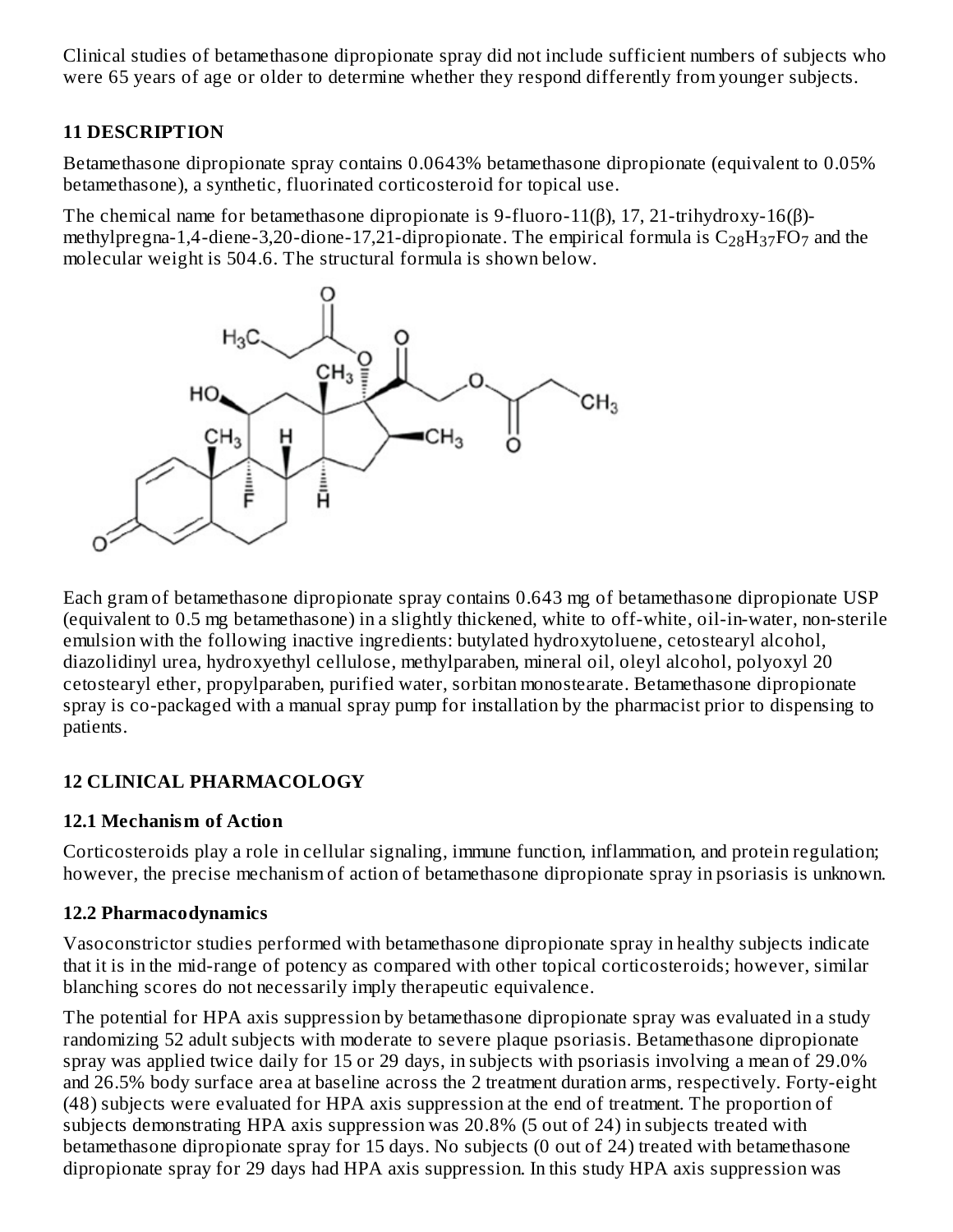Clinical studies of betamethasone dipropionate spray did not include sufficient numbers of subjects who were 65 years of age or older to determine whether they respond differently from younger subjects.

## 11 DESCRIPTION

Betamethasone dipropionate spray contains 0.0643% betamethasone dipropionate (equivalent to 0.05% betamethasone), a synthetic, fluorinated corticosteroid for topical use.

The chemical name for betamethasone dipropionate is 9-fluoro-11(β), 17, 21-trihydroxy-16(β)-methylpregna-1,4-diene-3,20-dione-17,21-dipropionate. The empirical formula is $C_{28}H_{37}FO_7$ and the molecular weight is 504.6. The structural formula is shown below.

Each gram of betamethasone dipropionate spray contains 0.643 mg of betamethasone dipropionate USP (equivalent to 0.5 mg betamethasone) in a slightly thickened, white to off-white, oil-in-water, non-sterile emulsion with the following inactive ingredients: butylated hydroxytoluene, cetostearyl alcohol, diazolidinyl urea, hydroxyethyl cellulose, methylparaben, mineral oil, oleyl alcohol, polyoxyl 20 cetostearyl ether, propylparaben, purified water, sorbitan monostearate. Betamethasone dipropionate spray is co-packaged with a manual spray pump for installation by the pharmacist prior to dispensing to patients.

## 12 CLINICAL PHARMACOLOGY

### 12.1 Mechanism of Action

Corticosteroids play a role in cellular signaling, immune function, inflammation, and protein regulation; however, the precise mechanism of action of betamethasone dipropionate spray in psoriasis is unknown.

### 12.2 Pharmacodynamics

Vasoconstrictor studies performed with betamethasone dipropionate spray in healthy subjects indicate that it is in the mid-range of potency as compared with other topical corticosteroids; however, similar blanching scores do not necessarily imply therapeutic equivalence.

The potential for HPA axis suppression by betamethasone dipropionate spray was evaluated in a study randomizing 52 adult subjects with moderate to severe plaque psoriasis. Betamethasone dipropionate spray was applied twice daily for 15 or 29 days, in subjects with psoriasis involving a mean of 29.0% and 26.5% body surface area at baseline across the 2 treatment duration arms, respectively. Forty-eight (48) subjects were evaluated for HPA axis suppression at the end of treatment. The proportion of subjects demonstrating HPA axis suppression was 20.8% (5 out of 24) in subjects treated with betamethasone dipropionate spray for 15 days. No subjects (0 out of 24) treated with betamethasone dipropionate spray for 29 days had HPA axis suppression. In this study HPA axis suppression was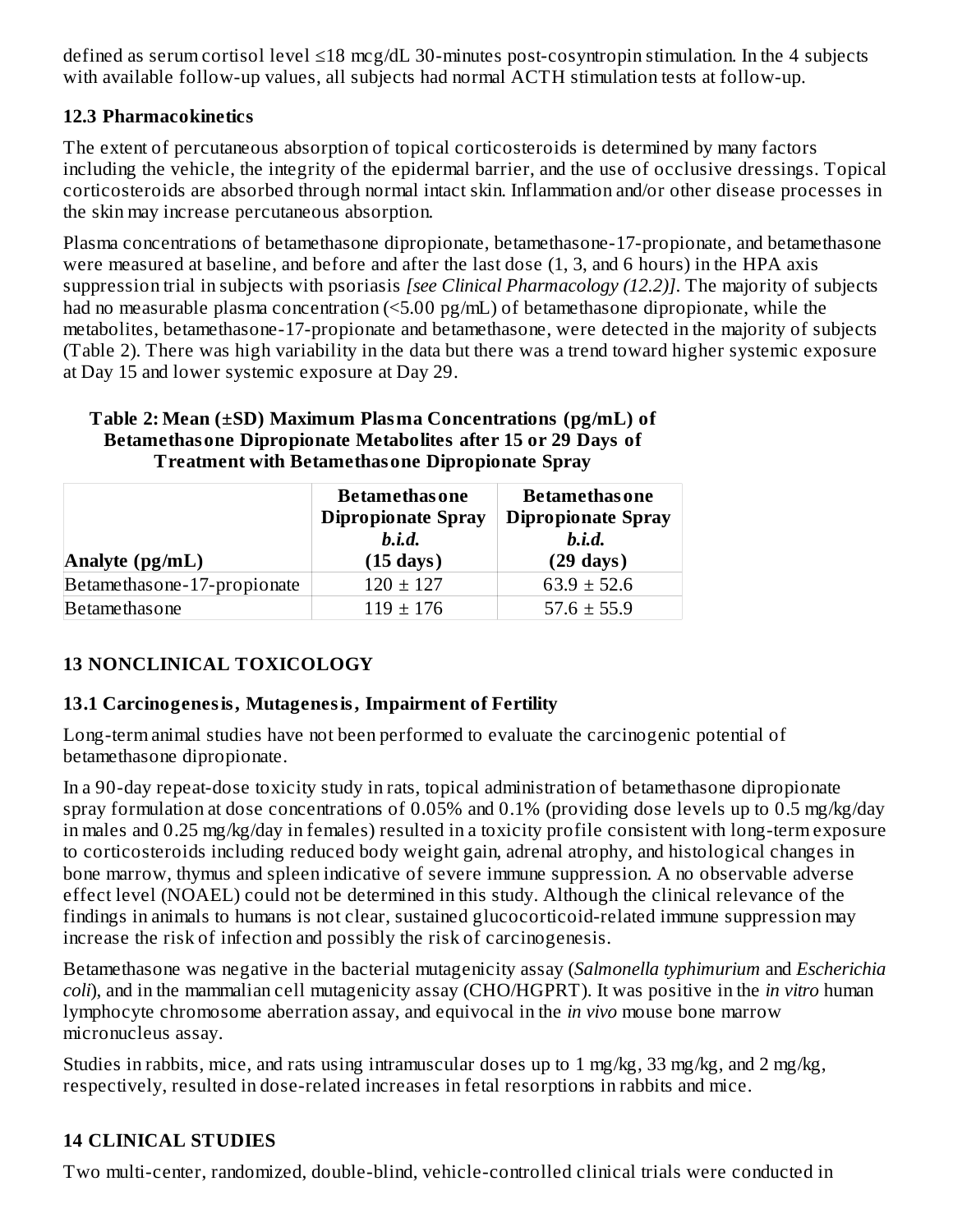defined as serum cortisol level ≤18 mcg/dL 30-minutes post-cosyntropin stimulation. In the 4 subjects with available follow-up values, all subjects had normal ACTH stimulation tests at follow-up.

### 12.3 Pharmacokinetics

The extent of percutaneous absorption of topical corticosteroids is determined by many factors including the vehicle, the integrity of the epidermal barrier, and the use of occlusive dressings. Topical corticosteroids are absorbed through normal intact skin. Inflammation and/or other disease processes in the skin may increase percutaneous absorption.

Plasma concentrations of betamethasone dipropionate, betamethasone-17-propionate, and betamethasone were measured at baseline, and before and after the last dose (1, 3, and 6 hours) in the HPA axis suppression trial in subjects with psoriasis *[see Clinical Pharmacology (12.2)]*. The majority of subjects had no measurable plasma concentration (<5.00 pg/mL) of betamethasone dipropionate, while the metabolites, betamethasone-17-propionate and betamethasone, were detected in the majority of subjects (Table 2). There was high variability in the data but there was a trend toward higher systemic exposure at Day 15 and lower systemic exposure at Day 29.

**Table 2: Mean (±SD) Maximum Plasma Concentrations (pg/mL) of Betamethasone Dipropionate Metabolites after 15 or 29 Days of Treatment with Betamethasone Dipropionate Spray**

| Analyte (pg/mL) | Betamethasone Dipropionate Spray *b.i.d.* (15 days) | Betamethasone Dipropionate Spray *b.i.d.* (29 days) |
|---|---|---|
| Betamethasone-17-propionate | 120 ± 127 | 63.9 ± 52.6 |
| Betamethasone | 119 ± 176 | 57.6 ± 55.9 |

## 13 NONCLINICAL TOXICOLOGY

### 13.1 Carcinogenesis, Mutagenesis, Impairment of Fertility

Long-term animal studies have not been performed to evaluate the carcinogenic potential of betamethasone dipropionate.

In a 90-day repeat-dose toxicity study in rats, topical administration of betamethasone dipropionate spray formulation at dose concentrations of 0.05% and 0.1% (providing dose levels up to 0.5 mg/kg/day in males and 0.25 mg/kg/day in females) resulted in a toxicity profile consistent with long-term exposure to corticosteroids including reduced body weight gain, adrenal atrophy, and histological changes in bone marrow, thymus and spleen indicative of severe immune suppression. A no observable adverse effect level (NOAEL) could not be determined in this study. Although the clinical relevance of the findings in animals to humans is not clear, sustained glucocorticoid-related immune suppression may increase the risk of infection and possibly the risk of carcinogenesis.

Betamethasone was negative in the bacterial mutagenicity assay (*Salmonella typhimurium* and *Escherichia coli*), and in the mammalian cell mutagenicity assay (CHO/HGPRT). It was positive in the *in vitro* human lymphocyte chromosome aberration assay, and equivocal in the *in vivo* mouse bone marrow micronucleus assay.

Studies in rabbits, mice, and rats using intramuscular doses up to 1 mg/kg, 33 mg/kg, and 2 mg/kg, respectively, resulted in dose-related increases in fetal resorptions in rabbits and mice.

## 14 CLINICAL STUDIES

Two multi-center, randomized, double-blind, vehicle-controlled clinical trials were conducted in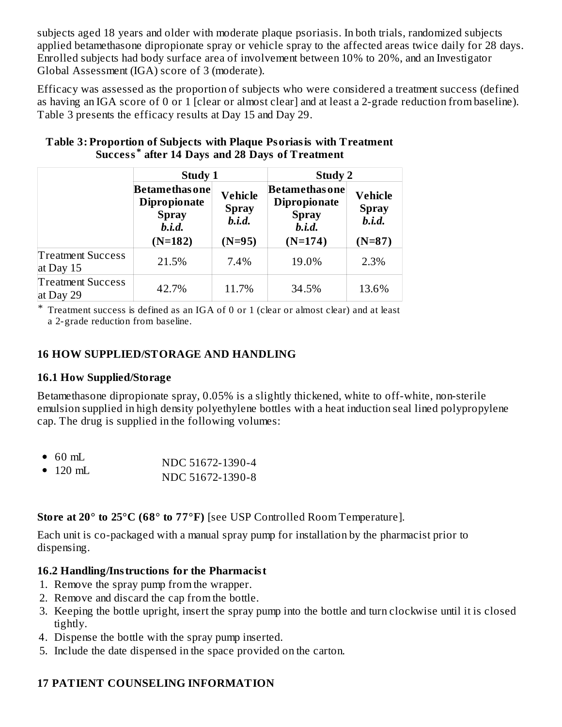subjects aged 18 years and older with moderate plaque psoriasis. In both trials, randomized subjects applied betamethasone dipropionate spray or vehicle spray to the affected areas twice daily for 28 days. Enrolled subjects had body surface area of involvement between 10% to 20%, and an Investigator Global Assessment (IGA) score of 3 (moderate).

Efficacy was assessed as the proportion of subjects who were considered a treatment success (defined as having an IGA score of 0 or 1 [clear or almost clear] and at least a 2-grade reduction from baseline). Table 3 presents the efficacy results at Day 15 and Day 29.

**Table 3: Proportion of Subjects with Plaque Psoriasis with Treatment Success* after 14 Days and 28 Days of Treatment**

| | Study 1 | | Study 2 | |
|---|---|---|---|---|
| | **Betamethasone Dipropionate Spray *b.i.d.* (N=182)** | **Vehicle Spray *b.i.d.* (N=95)** | **Betamethasone Dipropionate Spray *b.i.d.* (N=174)** | **Vehicle Spray *b.i.d.* (N=87)** |
| Treatment Success at Day 15 | 21.5% | 7.4% | 19.0% | 2.3% |
| Treatment Success at Day 29 | 42.7% | 11.7% | 34.5% | 13.6% |

\* Treatment success is defined as an IGA of 0 or 1 (clear or almost clear) and at least a 2-grade reduction from baseline.

## 16 HOW SUPPLIED/STORAGE AND HANDLING

### 16.1 How Supplied/Storage

Betamethasone dipropionate spray, 0.05% is a slightly thickened, white to off-white, non-sterile emulsion supplied in high density polyethylene bottles with a heat induction seal lined polypropylene cap. The drug is supplied in the following volumes:

- 60 mL NDC 51672-1390-4
- 120 mL NDC 51672-1390-8

**Store at 20° to 25°C (68° to 77°F)** [see USP Controlled Room Temperature].

Each unit is co-packaged with a manual spray pump for installation by the pharmacist prior to dispensing.

### 16.2 Handling/Instructions for the Pharmacist

1. Remove the spray pump from the wrapper.
2. Remove and discard the cap from the bottle.
3. Keeping the bottle upright, insert the spray pump into the bottle and turn clockwise until it is closed tightly.
4. Dispense the bottle with the spray pump inserted.
5. Include the date dispensed in the space provided on the carton.

## 17 PATIENT COUNSELING INFORMATION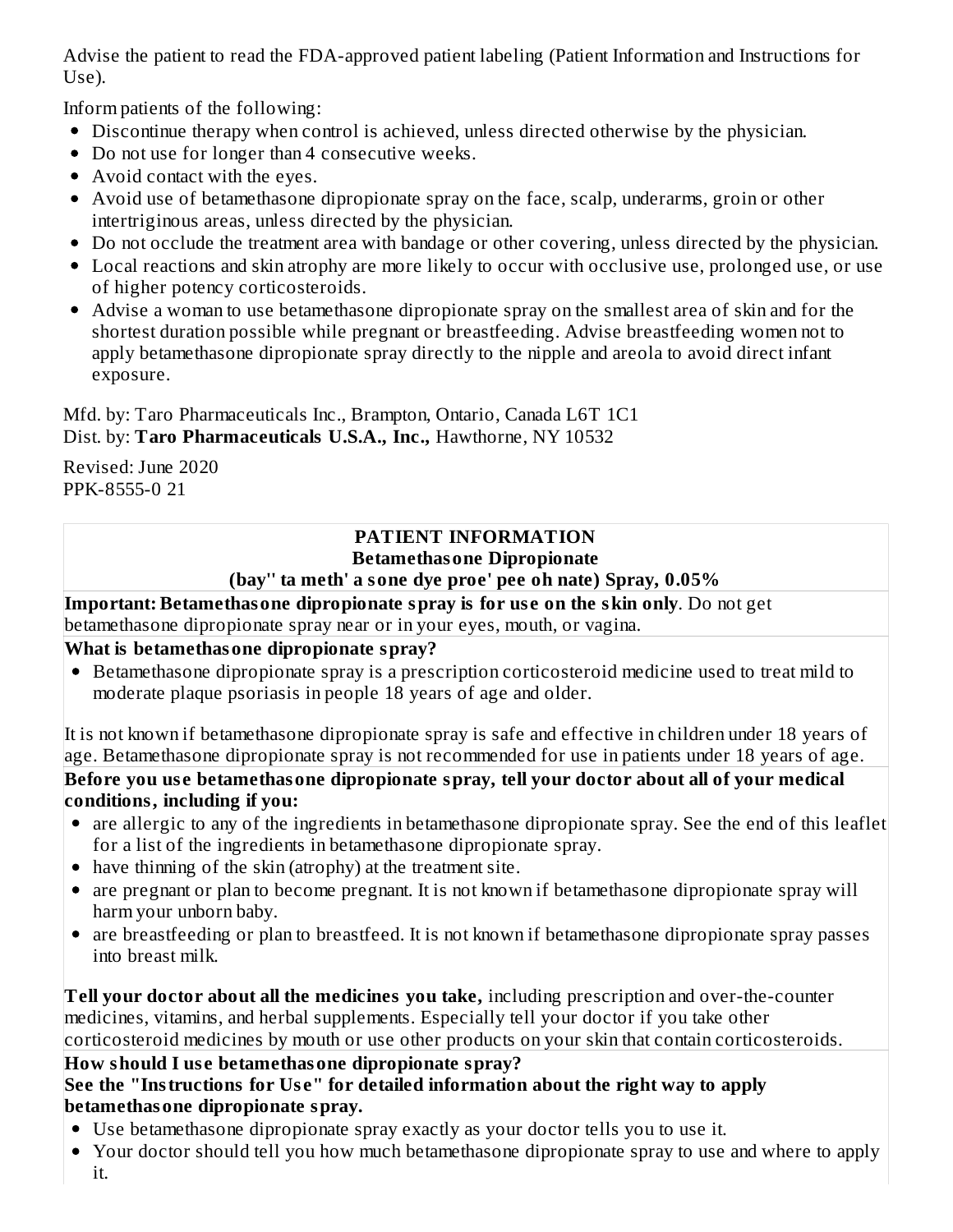Advise the patient to read the FDA-approved patient labeling (Patient Information and Instructions for Use).

Inform patients of the following:

- Discontinue therapy when control is achieved, unless directed otherwise by the physician.
- Do not use for longer than 4 consecutive weeks.
- Avoid contact with the eyes.
- Avoid use of betamethasone dipropionate spray on the face, scalp, underarms, groin or other intertriginous areas, unless directed by the physician.
- Do not occlude the treatment area with bandage or other covering, unless directed by the physician.
- Local reactions and skin atrophy are more likely to occur with occlusive use, prolonged use, or use of higher potency corticosteroids.
- Advise a woman to use betamethasone dipropionate spray on the smallest area of skin and for the shortest duration possible while pregnant or breastfeeding. Advise breastfeeding women not to apply betamethasone dipropionate spray directly to the nipple and areola to avoid direct infant exposure.

Mfd. by: Taro Pharmaceuticals Inc., Brampton, Ontario, Canada L6T 1C1
Dist. by: **Taro Pharmaceuticals U.S.A., Inc.,** Hawthorne, NY 10532

Revised: June 2020
PPK-8555-0 21

## PATIENT INFORMATION
**Betamethasone Dipropionate**
**(bay'' ta meth' a sone dye proe' pee oh nate) Spray, 0.05%**

**Important: Betamethasone dipropionate spray is for use on the skin only**. Do not get betamethasone dipropionate spray near or in your eyes, mouth, or vagina.

**What is betamethasone dipropionate spray?**

- Betamethasone dipropionate spray is a prescription corticosteroid medicine used to treat mild to moderate plaque psoriasis in people 18 years of age and older.

It is not known if betamethasone dipropionate spray is safe and effective in children under 18 years of age. Betamethasone dipropionate spray is not recommended for use in patients under 18 years of age.

**Before you use betamethasone dipropionate spray, tell your doctor about all of your medical conditions, including if you:**

- are allergic to any of the ingredients in betamethasone dipropionate spray. See the end of this leaflet for a list of the ingredients in betamethasone dipropionate spray.
- have thinning of the skin (atrophy) at the treatment site.
- are pregnant or plan to become pregnant. It is not known if betamethasone dipropionate spray will harm your unborn baby.
- are breastfeeding or plan to breastfeed. It is not known if betamethasone dipropionate spray passes into breast milk.

**Tell your doctor about all the medicines you take,** including prescription and over-the-counter medicines, vitamins, and herbal supplements. Especially tell your doctor if you take other corticosteroid medicines by mouth or use other products on your skin that contain corticosteroids.

**How should I use betamethasone dipropionate spray?**
**See the "Instructions for Use" for detailed information about the right way to apply betamethasone dipropionate spray.**

- Use betamethasone dipropionate spray exactly as your doctor tells you to use it.
- Your doctor should tell you how much betamethasone dipropionate spray to use and where to apply it.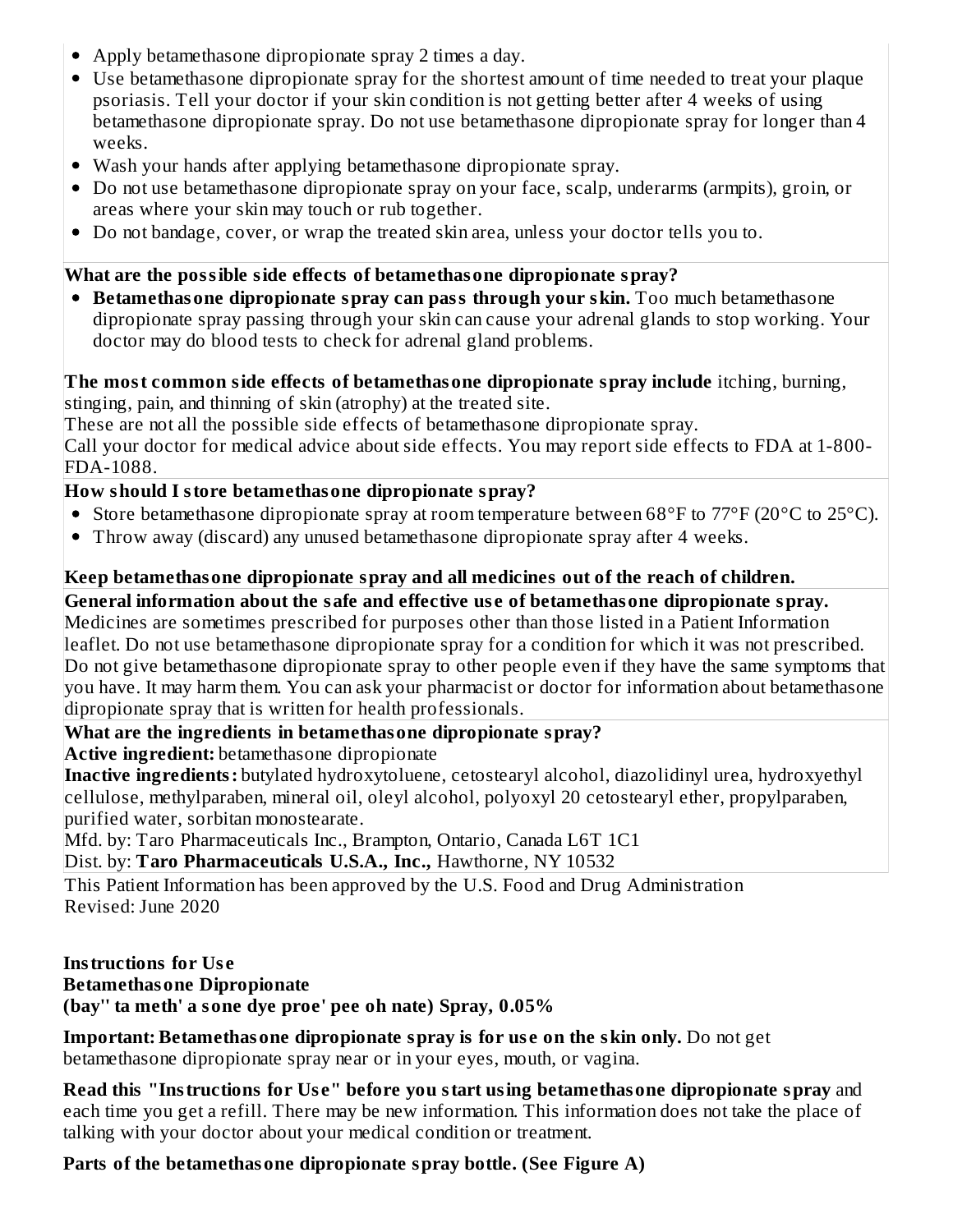- Apply betamethasone dipropionate spray 2 times a day.
- Use betamethasone dipropionate spray for the shortest amount of time needed to treat your plaque psoriasis. Tell your doctor if your skin condition is not getting better after 4 weeks of using betamethasone dipropionate spray. Do not use betamethasone dipropionate spray for longer than 4 weeks.
- Wash your hands after applying betamethasone dipropionate spray.
- Do not use betamethasone dipropionate spray on your face, scalp, underarms (armpits), groin, or areas where your skin may touch or rub together.
- Do not bandage, cover, or wrap the treated skin area, unless your doctor tells you to.

**What are the possible side effects of betamethasone dipropionate spray?**

- **Betamethasone dipropionate spray can pass through your skin.** Too much betamethasone dipropionate spray passing through your skin can cause your adrenal glands to stop working. Your doctor may do blood tests to check for adrenal gland problems.

**The most common side effects of betamethasone dipropionate spray include** itching, burning, stinging, pain, and thinning of skin (atrophy) at the treated site.

These are not all the possible side effects of betamethasone dipropionate spray.

Call your doctor for medical advice about side effects. You may report side effects to FDA at 1-800-FDA-1088.

**How should I store betamethasone dipropionate spray?**

- Store betamethasone dipropionate spray at room temperature between 68°F to 77°F (20°C to 25°C).
- Throw away (discard) any unused betamethasone dipropionate spray after 4 weeks.

**Keep betamethasone dipropionate spray and all medicines out of the reach of children.**

**General information about the safe and effective use of betamethasone dipropionate spray.**

Medicines are sometimes prescribed for purposes other than those listed in a Patient Information leaflet. Do not use betamethasone dipropionate spray for a condition for which it was not prescribed. Do not give betamethasone dipropionate spray to other people even if they have the same symptoms that you have. It may harm them. You can ask your pharmacist or doctor for information about betamethasone dipropionate spray that is written for health professionals.

**What are the ingredients in betamethasone dipropionate spray?**

**Active ingredient:** betamethasone dipropionate

**Inactive ingredients:** butylated hydroxytoluene, cetostearyl alcohol, diazolidinyl urea, hydroxyethyl cellulose, methylparaben, mineral oil, oleyl alcohol, polyoxyl 20 cetostearyl ether, propylparaben, purified water, sorbitan monostearate.

Mfd. by: Taro Pharmaceuticals Inc., Brampton, Ontario, Canada L6T 1C1

Dist. by: **Taro Pharmaceuticals U.S.A., Inc.,** Hawthorne, NY 10532

This Patient Information has been approved by the U.S. Food and Drug Administration

Revised: June 2020

**Instructions for Use**
**Betamethasone Dipropionate**
**(bay'' ta meth' a sone dye proe' pee oh nate) Spray, 0.05%**

**Important: Betamethasone dipropionate spray is for use on the skin only.** Do not get betamethasone dipropionate spray near or in your eyes, mouth, or vagina.

**Read this "Instructions for Use" before you start using betamethasone dipropionate spray** and each time you get a refill. There may be new information. This information does not take the place of talking with your doctor about your medical condition or treatment.

**Parts of the betamethasone dipropionate spray bottle. (See Figure A)**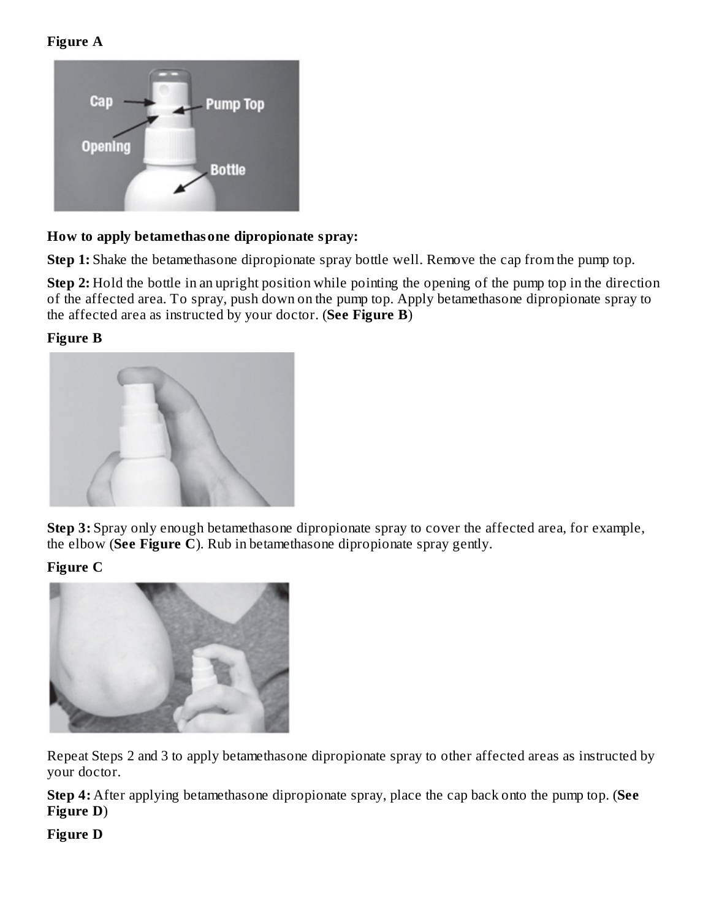**Figure A**

**How to apply betamethasone dipropionate spray:**

**Step 1:** Shake the betamethasone dipropionate spray bottle well. Remove the cap from the pump top.

**Step 2:** Hold the bottle in an upright position while pointing the opening of the pump top in the direction of the affected area. To spray, push down on the pump top. Apply betamethasone dipropionate spray to the affected area as instructed by your doctor. (**See Figure B**)

**Figure B**

**Step 3:** Spray only enough betamethasone dipropionate spray to cover the affected area, for example, the elbow (**See Figure C**). Rub in betamethasone dipropionate spray gently.

**Figure C**

Repeat Steps 2 and 3 to apply betamethasone dipropionate spray to other affected areas as instructed by your doctor.

**Step 4:** After applying betamethasone dipropionate spray, place the cap back onto the pump top. (**See Figure D**)

**Figure D**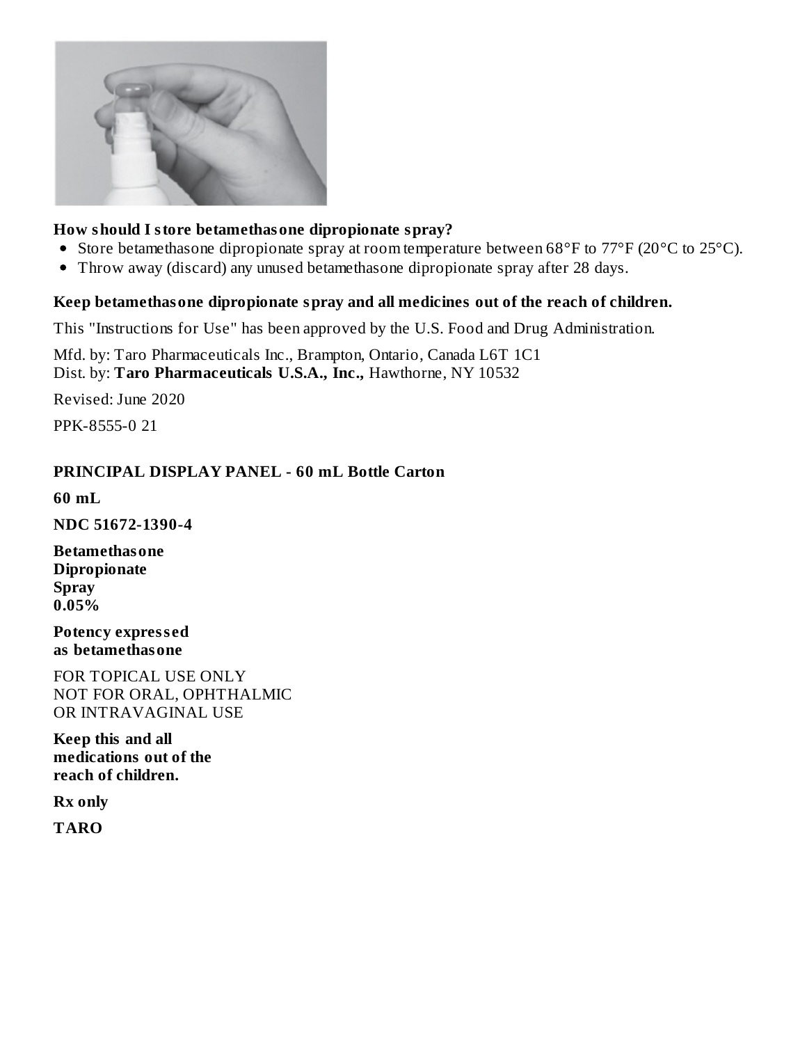**How should I store betamethasone dipropionate spray?**

- Store betamethasone dipropionate spray at room temperature between 68°F to 77°F (20°C to 25°C).
- Throw away (discard) any unused betamethasone dipropionate spray after 28 days.

**Keep betamethasone dipropionate spray and all medicines out of the reach of children.**

This "Instructions for Use" has been approved by the U.S. Food and Drug Administration.

Mfd. by: Taro Pharmaceuticals Inc., Brampton, Ontario, Canada L6T 1C1
Dist. by: **Taro Pharmaceuticals U.S.A., Inc.,** Hawthorne, NY 10532

Revised: June 2020

PPK-8555-0 21

**PRINCIPAL DISPLAY PANEL - 60 mL Bottle Carton**

**60 mL**

**NDC 51672-1390-4**

**Betamethasone Dipropionate Spray 0.05%**

**Potency expressed as betamethasone**

FOR TOPICAL USE ONLY
NOT FOR ORAL, OPHTHALMIC OR INTRAVAGINAL USE

**Keep this and all medications out of the reach of children.**

**Rx only**

**TARO**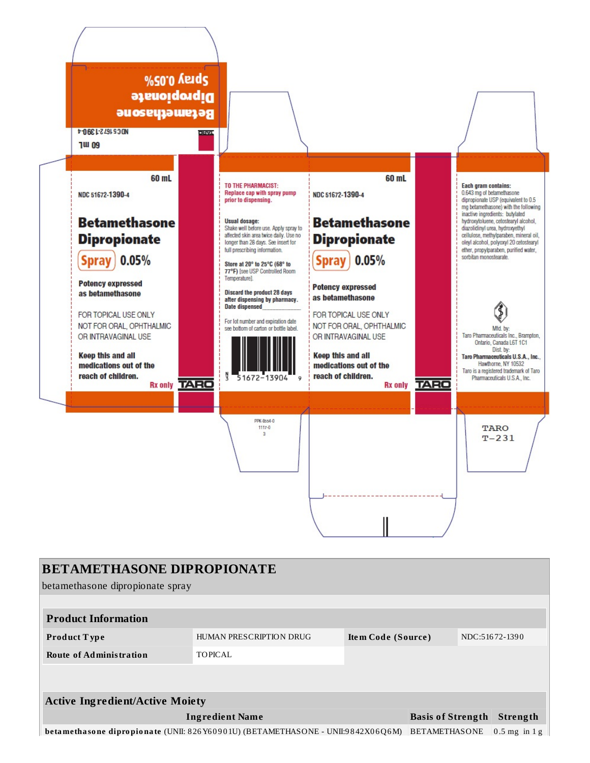Betamethasone Dipropionate Spray 0.05%

NDC 51672-1390-4

60 mL

TARO

60 mL

NDC 51672-1390-4

**Betamethasone Dipropionate**

**Spray 0.05%**

**Potency expressed as betamethasone**

FOR TOPICAL USE ONLY
NOT FOR ORAL, OPHTHALMIC OR INTRAVAGINAL USE

**Keep this and all medications out of the reach of children.**

**Rx only**

TARO

**TO THE PHARMACIST: Replace cap with spray pump prior to dispensing.**

**Usual dosage:**
Shake well before use. Apply spray to affected skin area twice daily. Use no longer than 28 days. See insert for full prescribing information.

**Store at 20° to 25°C (68° to 77°F)** [see USP Controlled Room Temperature].

**Discard the product 28 days after dispensing by pharmacy. Date dispensed\_\_\_\_\_\_\_\_\_\_\_\_**

For lot number and expiration date see bottom of carton or bottle label.

N 3 51672-13904 9

PPK-8554-0
1117-0
3

60 mL

NDC 51672-1390-4

**Betamethasone Dipropionate**

**Spray 0.05%**

**Potency expressed as betamethasone**

FOR TOPICAL USE ONLY
NOT FOR ORAL, OPHTHALMIC OR INTRAVAGINAL USE

**Keep this and all medications out of the reach of children.**

**Rx only**

TARO

**Each gram contains:**
0.643 mg of betamethasone dipropionate USP (equivalent to 0.5 mg betamethasone) with the following inactive ingredients: butylated hydroxytoluene, cetostearyl alcohol, diazolidinyl urea, hydroxyethyl cellulose, methylparaben, mineral oil, oleyl alcohol, polyoxyl 20 cetostearyl ether, propylparaben, purified water, sorbitan monostearate.

Mfd. by:
Taro Pharmaceuticals Inc., Brampton, Ontario, Canada L6T 1C1
Dist. by:
**Taro Pharmaceuticals U.S.A., Inc.**, Hawthorne, NY 10532
Taro is a registered trademark of Taro Pharmaceuticals U.S.A., Inc.

TARO
T-231

# BETAMETHASONE DIPROPIONATE

betamethasone dipropionate spray

| Product Information | | | |
|---|---|---|---|
| **Product Type** | HUMAN PRESCRIPTION DRUG | **Item Code (Source)** | NDC:51672-1390 |
| **Route of Administration** | TOPICAL | | |

| Active Ingredient/Active Moiety | | |
|---|---|---|
| **Ingredient Name** | **Basis of Strength** | **Strength** |
| **betamethasone dipropionate** (UNII: 826Y60901U) (BETAMETHASONE - UNII:9842X06Q6M) | BETAMETHASONE | 0.5 mg in 1 g |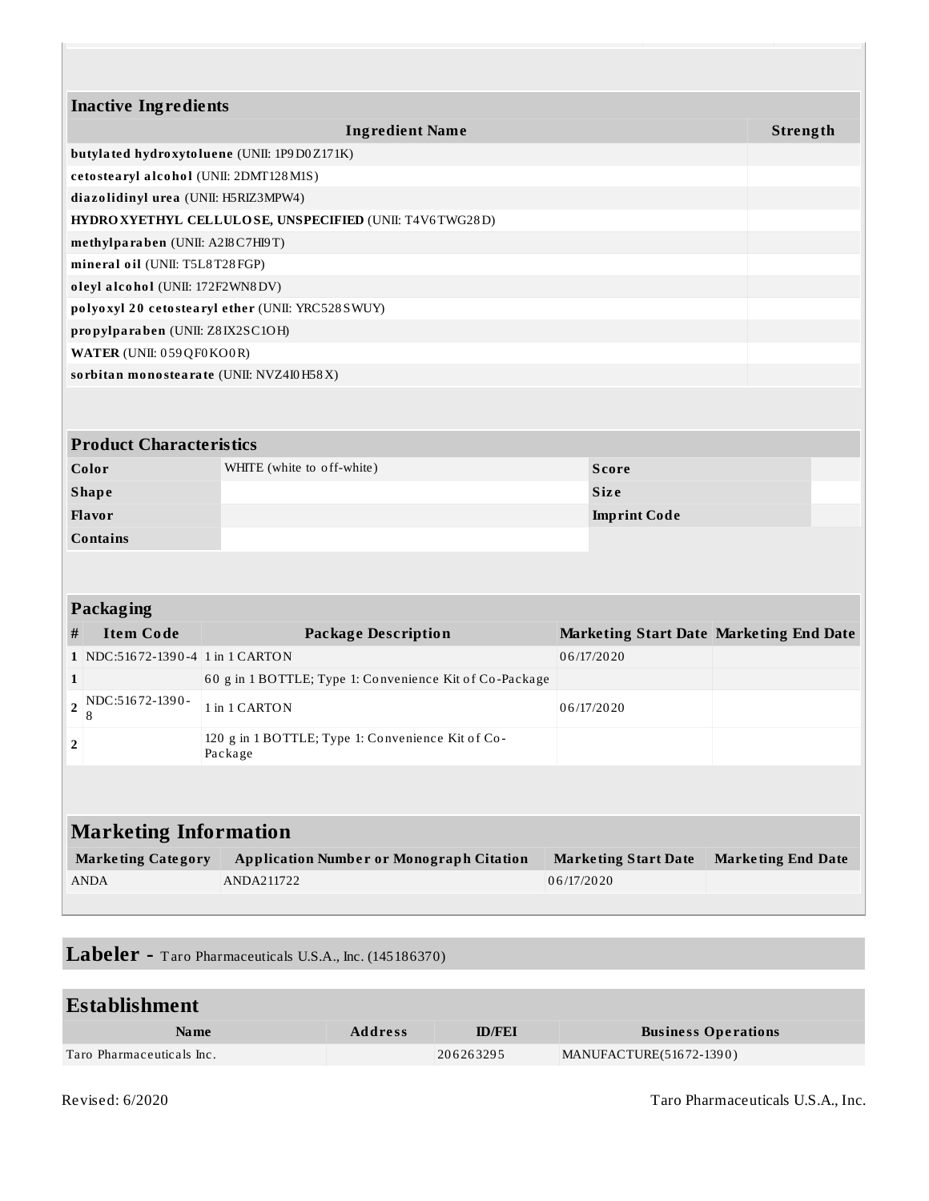## Inactive Ingredients

| Ingredient Name | Strength |
|---|---|
| **butylated hydroxytoluene** (UNII: 1P9D0Z171K) | |
| **cetostearyl alcohol** (UNII: 2DMT128M1S) | |
| **diazolidinyl urea** (UNII: H5RIZ3MPW4) | |
| **HYDROXYETHYL CELLULOSE, UNSPECIFIED** (UNII: T4V6TWG28D) | |
| **methylparaben** (UNII: A2I8C7HI9T) | |
| **mineral oil** (UNII: T5L8T28FGP) | |
| **oleyl alcohol** (UNII: 172F2WN8DV) | |
| **polyoxyl 20 cetostearyl ether** (UNII: YRC528SWUY) | |
| **propylparaben** (UNII: Z8IX2SC1OH) | |
| **WATER** (UNII: 059QF0KO0R) | |
| **sorbitan monostearate** (UNII: NVZ4I0H58X) | |

## Product Characteristics

| | | | |
|---|---|---|---|
| **Color** | WHITE (white to off-white) | **Score** | |
| **Shape** | | **Size** | |
| **Flavor** | | **Imprint Code** | |
| **Contains** | | | |

## Packaging

| # | Item Code | Package Description | Marketing Start Date | Marketing End Date |
|---|---|---|---|---|
| 1 | NDC:51672-1390-4 | 1 in 1 CARTON | 06/17/2020 | |
| 1 | | 60 g in 1 BOTTLE; Type 1: Convenience Kit of Co-Package | | |
| 2 | NDC:51672-1390-8 | 1 in 1 CARTON | 06/17/2020 | |
| 2 | | 120 g in 1 BOTTLE; Type 1: Convenience Kit of Co-Package | | |

## Marketing Information

| Marketing Category | Application Number or Monograph Citation | Marketing Start Date | Marketing End Date |
|---|---|---|---|
| ANDA | ANDA211722 | 06/17/2020 | |

## Labeler - Taro Pharmaceuticals U.S.A., Inc. (145186370)

## Establishment

| Name | Address | ID/FEI | Business Operations |
|---|---|---|---|
| Taro Pharmaceuticals Inc. | | 206263295 | MANUFACTURE(51672-1390) |

Revised: 6/2020

Taro Pharmaceuticals U.S.A., Inc.